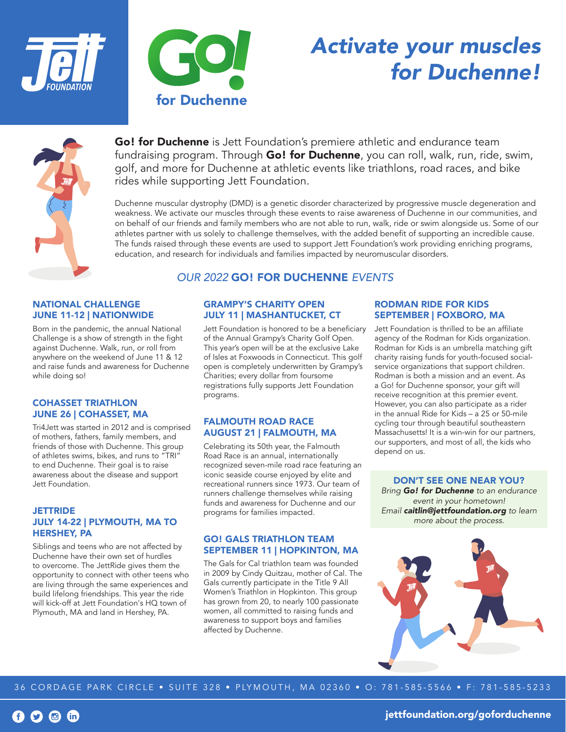# Activate your muscles for Duchenne!

Jett Foundation

Go! for Duchenne

**Go! for Duchenne** is Jett Foundation's premiere athletic and endurance team fundraising program. Through **Go! for Duchenne**, you can roll, walk, run, ride, swim, golf, and more for Duchenne at athletic events like triathlons, road races, and bike rides while supporting Jett Foundation.

Duchenne muscular dystrophy (DMD) is a genetic disorder characterized by progressive muscle degeneration and weakness. We activate our muscles through these events to raise awareness of Duchenne in our communities, and on behalf of our friends and family members who are not able to run, walk, ride or swim alongside us. Some of our athletes partner with us solely to challenge themselves, with the added benefit of supporting an incredible cause. The funds raised through these events are used to support Jett Foundation's work providing enriching programs, education, and research for individuals and families impacted by neuromuscular disorders.

## *OUR 2022* GO! FOR DUCHENNE *EVENTS*

### NATIONAL CHALLENGE
### JUNE 11-12 | NATIONWIDE

Born in the pandemic, the annual National Challenge is a show of strength in the fight against Duchenne. Walk, run, or roll from anywhere on the weekend of June 11 & 12 and raise funds and awareness for Duchenne while doing so!

### COHASSET TRIATHLON
### JUNE 26 | COHASSET, MA

Tri4Jett was started in 2012 and is comprised of mothers, fathers, family members, and friends of those with Duchenne. This group of athletes swims, bikes, and runs to "TRI" to end Duchenne. Their goal is to raise awareness about the disease and support Jett Foundation.

### JETTRIDE
### JULY 14-22 | PLYMOUTH, MA TO HERSHEY, PA

Siblings and teens who are not affected by Duchenne have their own set of hurdles to overcome. The JettRide gives them the opportunity to connect with other teens who are living through the same experiences and build lifelong friendships. This year the ride will kick-off at Jett Foundation's HQ town of Plymouth, MA and land in Hershey, PA.

### GRAMPY'S CHARITY OPEN
### JULY 11 | MASHANTUCKET, CT

Jett Foundation is honored to be a beneficiary of the Annual Grampy's Charity Golf Open. This year's open will be at the exclusive Lake of Isles at Foxwoods in Connecticut. This golf open is completely underwritten by Grampy's Charities; every dollar from foursome registrations fully supports Jett Foundation programs.

### FALMOUTH ROAD RACE
### AUGUST 21 | FALMOUTH, MA

Celebrating its 50th year, the Falmouth Road Race is an annual, internationally recognized seven-mile road race featuring an iconic seaside course enjoyed by elite and recreational runners since 1973. Our team of runners challenge themselves while raising funds and awareness for Duchenne and our programs for families impacted.

### GO! GALS TRIATHLON TEAM
### SEPTEMBER 11 | HOPKINTON, MA

The Gals for Cal triathlon team was founded in 2009 by Cindy Quitzau, mother of Cal. The Gals currently participate in the Title 9 All Women's Triathlon in Hopkinton. This group has grown from 20, to nearly 100 passionate women, all committed to raising funds and awareness to support boys and families affected by Duchenne.

### RODMAN RIDE FOR KIDS
### SEPTEMBER | FOXBORO, MA

Jett Foundation is thrilled to be an affiliate agency of the Rodman for Kids organization. Rodman for Kids is an umbrella matching gift charity raising funds for youth-focused social-service organizations that support children. Rodman is both a mission and an event. As a Go! for Duchenne sponsor, your gift will receive recognition at this premier event. However, you can also participate as a rider in the annual Ride for Kids – a 25 or 50-mile cycling tour through beautiful southeastern Massachusetts! It is a win-win for our partners, our supporters, and most of all, the kids who depend on us.

### DON'T SEE ONE NEAR YOU?

*Bring **Go! for Duchenne** to an endurance event in your hometown!*
*Email **caitlin@jettfoundation.org** to learn more about the process.*

36 CORDAGE PARK CIRCLE • SUITE 328 • PLYMOUTH, MA 02360 • O: 781-585-5566 • F: 781-585-5233

jettfoundation.org/goforduchenne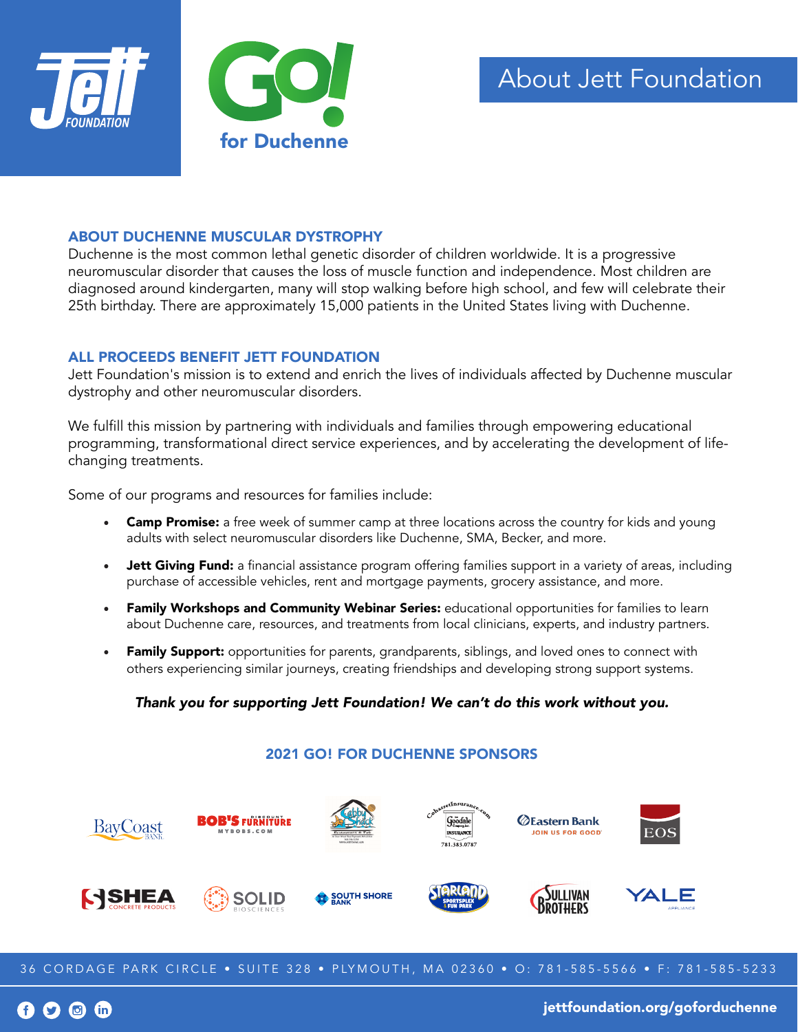# About Jett Foundation

## ABOUT DUCHENNE MUSCULAR DYSTROPHY

Duchenne is the most common lethal genetic disorder of children worldwide. It is a progressive neuromuscular disorder that causes the loss of muscle function and independence. Most children are diagnosed around kindergarten, many will stop walking before high school, and few will celebrate their 25th birthday. There are approximately 15,000 patients in the United States living with Duchenne.

## ALL PROCEEDS BENEFIT JETT FOUNDATION

Jett Foundation's mission is to extend and enrich the lives of individuals affected by Duchenne muscular dystrophy and other neuromuscular disorders.

We fulfill this mission by partnering with individuals and families through empowering educational programming, transformational direct service experiences, and by accelerating the development of life-changing treatments.

Some of our programs and resources for families include:

- **Camp Promise:** a free week of summer camp at three locations across the country for kids and young adults with select neuromuscular disorders like Duchenne, SMA, Becker, and more.
- **Jett Giving Fund:** a financial assistance program offering families support in a variety of areas, including purchase of accessible vehicles, rent and mortgage payments, grocery assistance, and more.
- **Family Workshops and Community Webinar Series:** educational opportunities for families to learn about Duchenne care, resources, and treatments from local clinicians, experts, and industry partners.
- **Family Support:** opportunities for parents, grandparents, siblings, and loved ones to connect with others experiencing similar journeys, creating friendships and developing strong support systems.

***Thank you for supporting Jett Foundation! We can't do this work without you.***

## 2021 GO! FOR DUCHENNE SPONSORS

BayCoast Bank • Bob's Discount Furniture • Cabby Shack • Goodale Insurance • Eastern Bank • EOS • Shea Concrete Products • Solid Biosciences • South Shore Bank • Starland Sportsplex & Fun Park • Sullivan Brothers • Yale Appliance

36 CORDAGE PARK CIRCLE • SUITE 328 • PLYMOUTH, MA 02360 • O: 781-585-5566 • F: 781-585-5233

jettfoundation.org/goforduchenne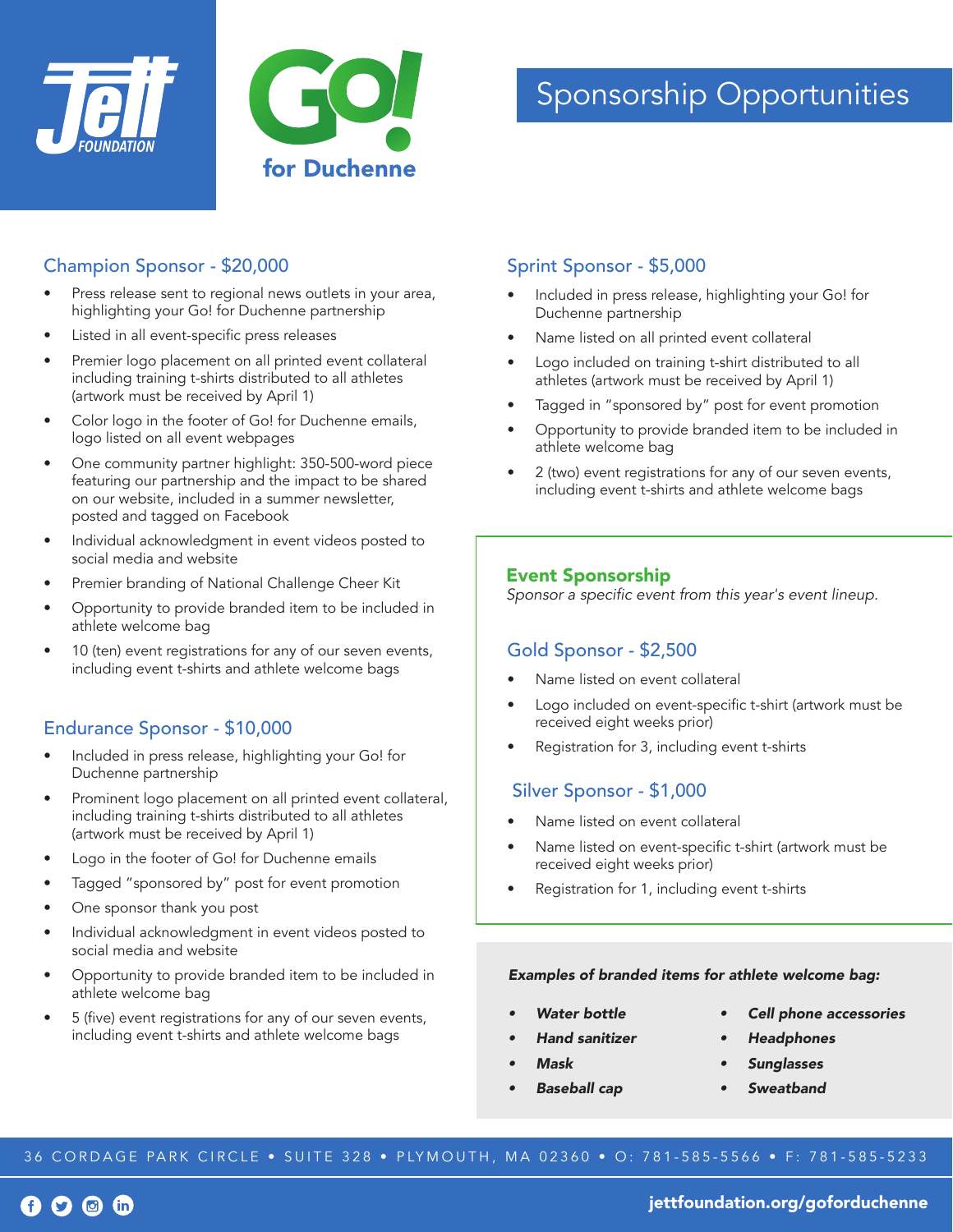# Sponsorship Opportunities

## Champion Sponsor - $20,000

- Press release sent to regional news outlets in your area, highlighting your Go! for Duchenne partnership
- Listed in all event-specific press releases
- Premier logo placement on all printed event collateral including training t-shirts distributed to all athletes (artwork must be received by April 1)
- Color logo in the footer of Go! for Duchenne emails, logo listed on all event webpages
- One community partner highlight: 350-500-word piece featuring our partnership and the impact to be shared on our website, included in a summer newsletter, posted and tagged on Facebook
- Individual acknowledgment in event videos posted to social media and website
- Premier branding of National Challenge Cheer Kit
- Opportunity to provide branded item to be included in athlete welcome bag
- 10 (ten) event registrations for any of our seven events, including event t-shirts and athlete welcome bags

## Endurance Sponsor - $10,000

- Included in press release, highlighting your Go! for Duchenne partnership
- Prominent logo placement on all printed event collateral, including training t-shirts distributed to all athletes (artwork must be received by April 1)
- Logo in the footer of Go! for Duchenne emails
- Tagged "sponsored by" post for event promotion
- One sponsor thank you post
- Individual acknowledgment in event videos posted to social media and website
- Opportunity to provide branded item to be included in athlete welcome bag
- 5 (five) event registrations for any of our seven events, including event t-shirts and athlete welcome bags

## Sprint Sponsor - $5,000

- Included in press release, highlighting your Go! for Duchenne partnership
- Name listed on all printed event collateral
- Logo included on training t-shirt distributed to all athletes (artwork must be received by April 1)
- Tagged in "sponsored by" post for event promotion
- Opportunity to provide branded item to be included in athlete welcome bag
- 2 (two) event registrations for any of our seven events, including event t-shirts and athlete welcome bags

## Event Sponsorship

*Sponsor a specific event from this year's event lineup.*

### Gold Sponsor - $2,500

- Name listed on event collateral
- Logo included on event-specific t-shirt (artwork must be received eight weeks prior)
- Registration for 3, including event t-shirts

### Silver Sponsor - $1,000

- Name listed on event collateral
- Name listed on event-specific t-shirt (artwork must be received eight weeks prior)
- Registration for 1, including event t-shirts

***Examples of branded items for athlete welcome bag:***

- ***Water bottle***
- ***Hand sanitizer***
- ***Mask***
- ***Baseball cap***
- ***Cell phone accessories***
- ***Headphones***
- ***Sunglasses***
- ***Sweatband***

36 CORDAGE PARK CIRCLE • SUITE 328 • PLYMOUTH, MA 02360 • O: 781-585-5566 • F: 781-585-5233

**jettfoundation.org/gofordu­chenne**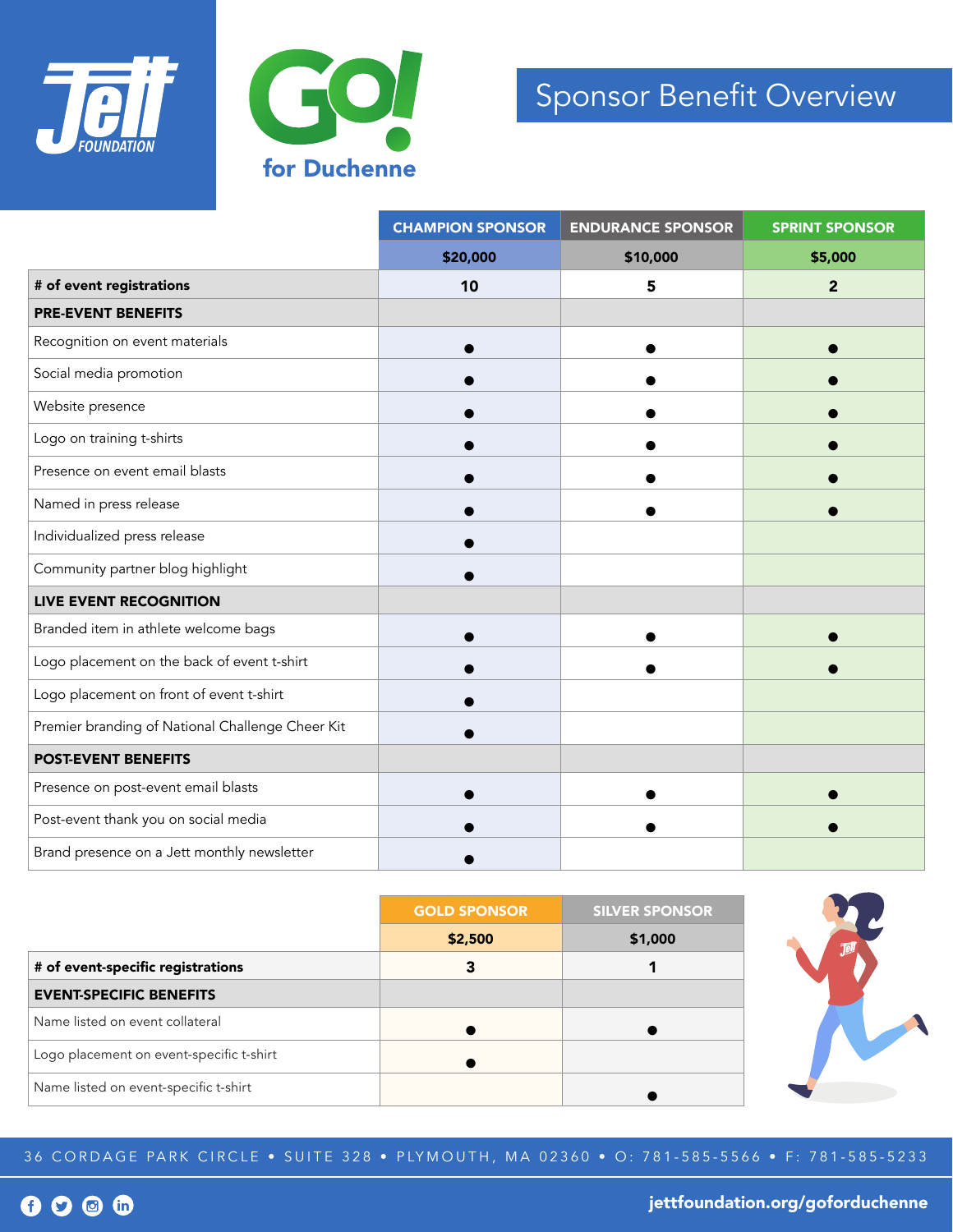# Sponsor Benefit Overview

Jett Foundation — Go! for Duchenne

| | CHAMPION SPONSOR | ENDURANCE SPONSOR | SPRINT SPONSOR |
|---|---|---|---|
| | $20,000 | $10,000 | $5,000 |
| **# of event registrations** | 10 | 5 | 2 |
| **PRE-EVENT BENEFITS** | | | |
| Recognition on event materials | ● | ● | ● |
| Social media promotion | ● | ● | ● |
| Website presence | ● | ● | ● |
| Logo on training t-shirts | ● | ● | ● |
| Presence on event email blasts | ● | ● | ● |
| Named in press release | ● | ● | ● |
| Individualized press release | ● | | |
| Community partner blog highlight | ● | | |
| **LIVE EVENT RECOGNITION** | | | |
| Branded item in athlete welcome bags | ● | ● | ● |
| Logo placement on the back of event t-shirt | ● | ● | ● |
| Logo placement on front of event t-shirt | ● | | |
| Premier branding of National Challenge Cheer Kit | ● | | |
| **POST-EVENT BENEFITS** | | | |
| Presence on post-event email blasts | ● | ● | ● |
| Post-event thank you on social media | ● | ● | ● |
| Brand presence on a Jett monthly newsletter | ● | | |

| | GOLD SPONSOR | SILVER SPONSOR |
|---|---|---|
| | $2,500 | $1,000 |
| **# of event-specific registrations** | 3 | 1 |
| **EVENT-SPECIFIC BENEFITS** | | |
| Name listed on event collateral | ● | ● |
| Logo placement on event-specific t-shirt | ● | |
| Name listed on event-specific t-shirt | | ● |

36 CORDAGE PARK CIRCLE • SUITE 328 • PLYMOUTH, MA 02360 • O: 781-585-5566 • F: 781-585-5233

jettfoundation.org/gofordDuchenne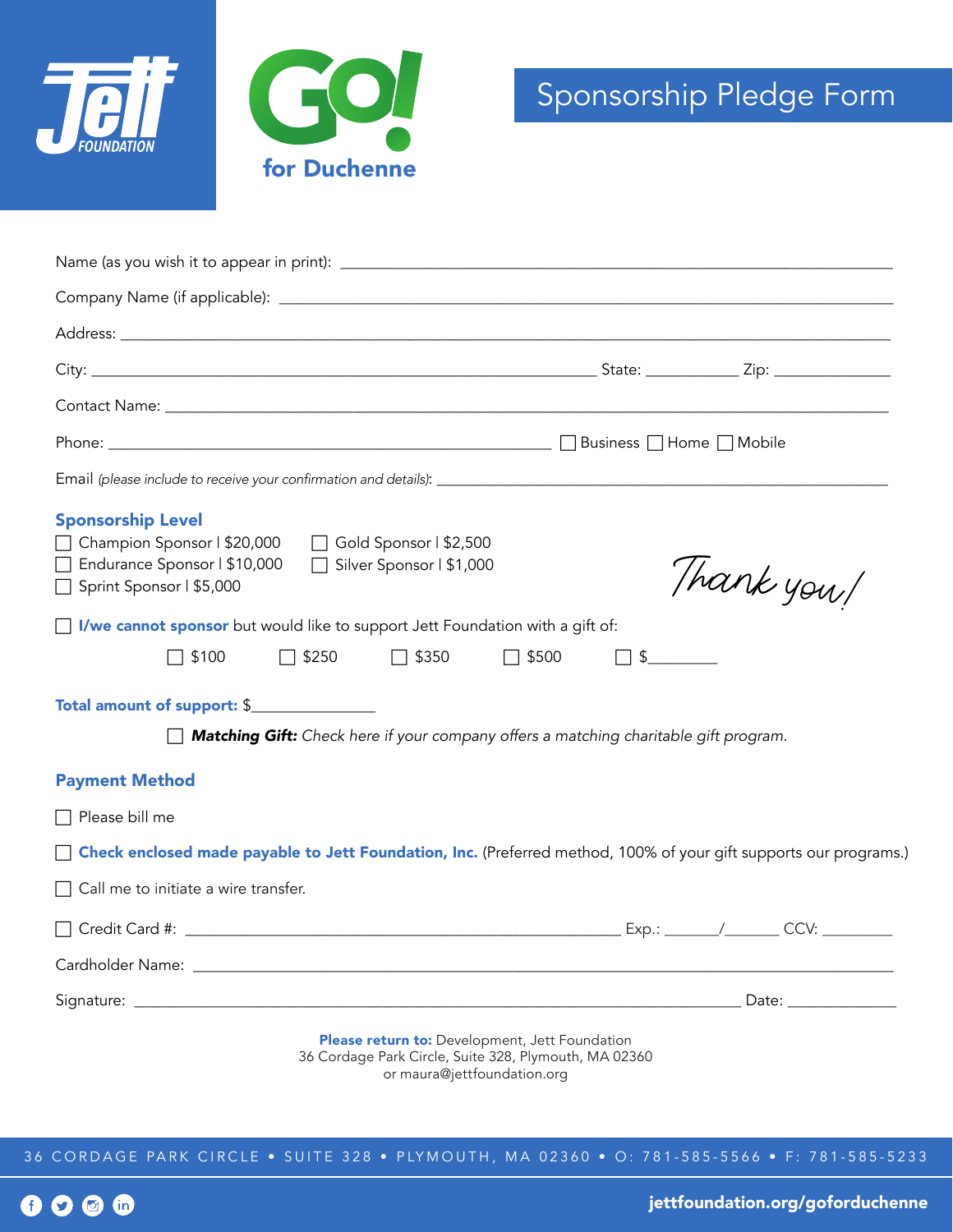Jett FOUNDATION

Go! for Duchenne

# Sponsorship Pledge Form

Name (as you wish it to appear in print): ______________________________

Company Name (if applicable): ______________________________

Address: ______________________________

City: ______________________________ State: __________ Zip: ____________

Contact Name: ______________________________

Phone: ______________________________ ☐ Business ☐ Home ☐ Mobile

Email *(please include to receive your confirmation and details)*: ______________________________

## Sponsorship Level

☐ Champion Sponsor | $20,000
☐ Endurance Sponsor | $10,000
☐ Sprint Sponsor | $5,000
☐ Gold Sponsor | $2,500
☐ Silver Sponsor | $1,000

*Thank you!*

☐ **I/we cannot sponsor** but would like to support Jett Foundation with a gift of:

☐ $100 ☐ $250 ☐ $350 ☐ $500 ☐ $________

**Total amount of support:** $______________

☐ ***Matching Gift:*** *Check here if your company offers a matching charitable gift program.*

## Payment Method

☐ Please bill me

☐ **Check enclosed made payable to Jett Foundation, Inc.** (Preferred method, 100% of your gift supports our programs.)

☐ Call me to initiate a wire transfer.

☐ Credit Card #: ______________________________ Exp.: ______/______ CCV: ________

Cardholder Name: ______________________________

Signature: ______________________________ Date: ____________

**Please return to:** Development, Jett Foundation
36 Cordage Park Circle, Suite 328, Plymouth, MA 02360
or maura@jettfoundation.org

36 CORDAGE PARK CIRCLE • SUITE 328 • PLYMOUTH, MA 02360 • O: 781-585-5566 • F: 781-585-5233

**jettfoundation.org/gofordduchenne**